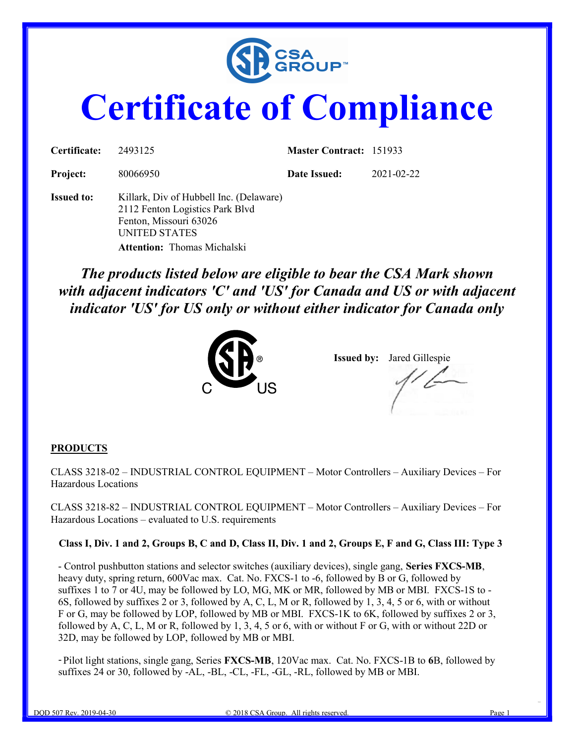# Certificate of Compliance

**Certificate:** 2493125 **Master Contract:** 151933

**Project:** 80066950 **Date Issued:** 2021-02-22

**Issued to:** Killark, Div of Hubbell Inc. (Delaware)
2112 Fenton Logistics Park Blvd
Fenton, Missouri 63026
UNITED STATES
**Attention:** Thomas Michalski

***The products listed below are eligible to bear the CSA Mark shown with adjacent indicators 'C' and 'US' for Canada and US or with adjacent indicator 'US' for US only or without either indicator for Canada only***

**Issued by:** Jared Gillespie

## PRODUCTS

CLASS 3218-02 – INDUSTRIAL CONTROL EQUIPMENT – Motor Controllers – Auxiliary Devices – For Hazardous Locations

CLASS 3218-82 – INDUSTRIAL CONTROL EQUIPMENT – Motor Controllers – Auxiliary Devices – For Hazardous Locations – evaluated to U.S. requirements

**Class I, Div. 1 and 2, Groups B, C and D, Class II, Div. 1 and 2, Groups E, F and G, Class III: Type 3**

- Control pushbutton stations and selector switches (auxiliary devices), single gang, **Series FXCS-MB**, heavy duty, spring return, 600Vac max. Cat. No. FXCS-1 to -6, followed by B or G, followed by suffixes 1 to 7 or 4U, may be followed by LO, MG, MK or MR, followed by MB or MBI. FXCS-1S to -6S, followed by suffixes 2 or 3, followed by A, C, L, M or R, followed by 1, 3, 4, 5 or 6, with or without F or G, may be followed by LOP, followed by MB or MBI. FXCS-1K to 6K, followed by suffixes 2 or 3, followed by A, C, L, M or R, followed by 1, 3, 4, 5 or 6, with or without F or G, with or without 22D or 32D, may be followed by LOP, followed by MB or MBI.

- Pilot light stations, single gang, Series **FXCS-MB**, 120Vac max. Cat. No. FXCS-1B to **6**B, followed by suffixes 24 or 30, followed by -AL, -BL, -CL, -FL, -GL, -RL, followed by MB or MBI.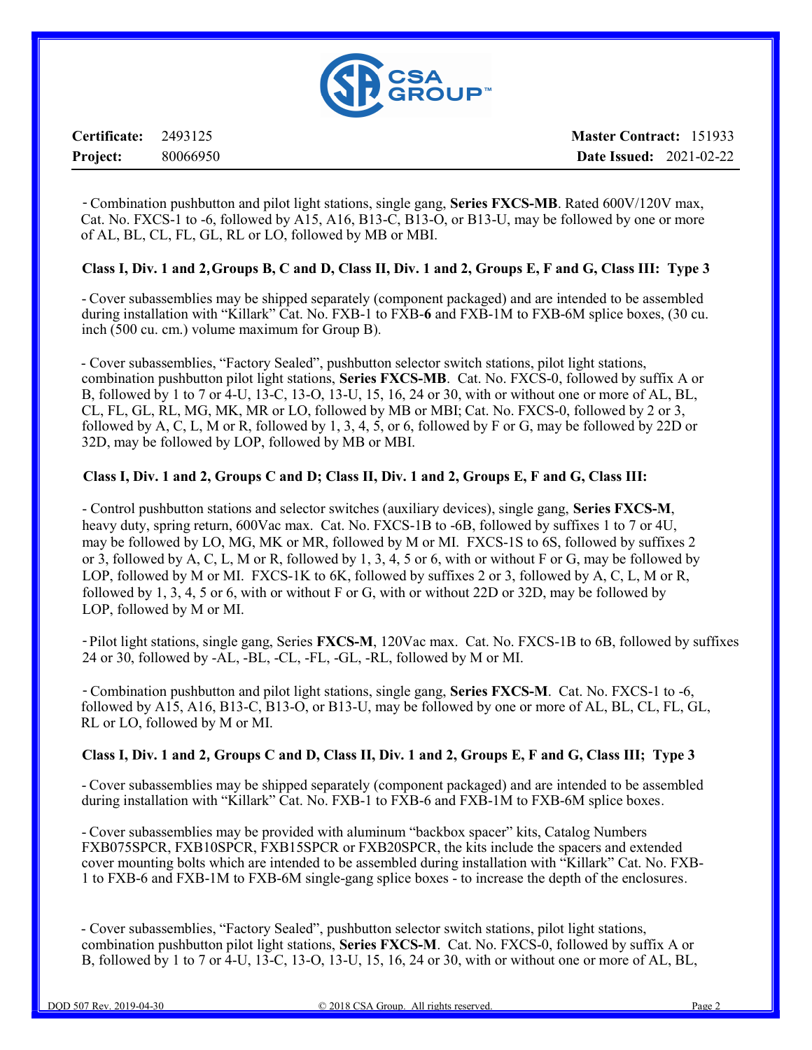| **Certificate:** | 2493125 | **Master Contract:** | 151933 |
|---|---|---|---|
| **Project:** | 80066950 | **Date Issued:** | 2021-02-22 |

- Combination pushbutton and pilot light stations, single gang, **Series FXCS-MB**. Rated 600V/120V max, Cat. No. FXCS-1 to -6, followed by A15, A16, B13-C, B13-O, or B13-U, may be followed by one or more of AL, BL, CL, FL, GL, RL or LO, followed by MB or MBI.

**Class I, Div. 1 and 2, Groups B, C and D, Class II, Div. 1 and 2, Groups E, F and G, Class III: Type 3**

- Cover subassemblies may be shipped separately (component packaged) and are intended to be assembled during installation with "Killark" Cat. No. FXB-1 to FXB-**6** and FXB-1M to FXB-6M splice boxes, (30 cu. inch (500 cu. cm.) volume maximum for Group B).

- Cover subassemblies, "Factory Sealed", pushbutton selector switch stations, pilot light stations, combination pushbutton pilot light stations, **Series FXCS-MB**. Cat. No. FXCS-0, followed by suffix A or B, followed by 1 to 7 or 4-U, 13-C, 13-O, 13-U, 15, 16, 24 or 30, with or without one or more of AL, BL, CL, FL, GL, RL, MG, MK, MR or LO, followed by MB or MBI; Cat. No. FXCS-0, followed by 2 or 3, followed by A, C, L, M or R, followed by 1, 3, 4, 5, or 6, followed by F or G, may be followed by 22D or 32D, may be followed by LOP, followed by MB or MBI.

**Class I, Div. 1 and 2, Groups C and D; Class II, Div. 1 and 2, Groups E, F and G, Class III:**

- Control pushbutton stations and selector switches (auxiliary devices), single gang, **Series FXCS-M**, heavy duty, spring return, 600Vac max. Cat. No. FXCS-1B to -6B, followed by suffixes 1 to 7 or 4U, may be followed by LO, MG, MK or MR, followed by M or MI. FXCS-1S to 6S, followed by suffixes 2 or 3, followed by A, C, L, M or R, followed by 1, 3, 4, 5 or 6, with or without F or G, may be followed by LOP, followed by M or MI. FXCS-1K to 6K, followed by suffixes 2 or 3, followed by A, C, L, M or R, followed by 1, 3, 4, 5 or 6, with or without F or G, with or without 22D or 32D, may be followed by LOP, followed by M or MI.

- Pilot light stations, single gang, Series **FXCS-M**, 120Vac max. Cat. No. FXCS-1B to 6B, followed by suffixes 24 or 30, followed by -AL, -BL, -CL, -FL, -GL, -RL, followed by M or MI.

- Combination pushbutton and pilot light stations, single gang, **Series FXCS-M**. Cat. No. FXCS-1 to -6, followed by A15, A16, B13-C, B13-O, or B13-U, may be followed by one or more of AL, BL, CL, FL, GL, RL or LO, followed by M or MI.

**Class I, Div. 1 and 2, Groups C and D, Class II, Div. 1 and 2, Groups E, F and G, Class III; Type 3**

- Cover subassemblies may be shipped separately (component packaged) and are intended to be assembled during installation with "Killark" Cat. No. FXB-1 to FXB-6 and FXB-1M to FXB-6M splice boxes.

- Cover subassemblies may be provided with aluminum "backbox spacer" kits, Catalog Numbers FXB075SPCR, FXB10SPCR, FXB15SPCR or FXB20SPCR, the kits include the spacers and extended cover mounting bolts which are intended to be assembled during installation with "Killark" Cat. No. FXB-1 to FXB-6 and FXB-1M to FXB-6M single-gang splice boxes - to increase the depth of the enclosures.

- Cover subassemblies, "Factory Sealed", pushbutton selector switch stations, pilot light stations, combination pushbutton pilot light stations, **Series FXCS-M**. Cat. No. FXCS-0, followed by suffix A or B, followed by 1 to 7 or 4-U, 13-C, 13-O, 13-U, 15, 16, 24 or 30, with or without one or more of AL, BL,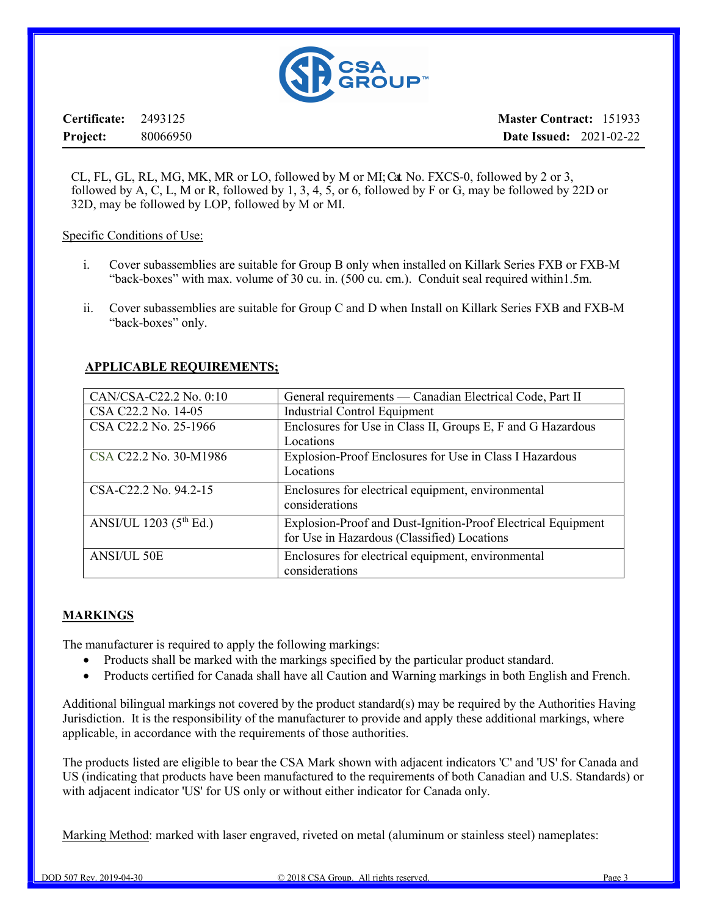**Certificate:** 2493125 **Master Contract:** 151933

**Project:** 80066950 **Date Issued:** 2021-02-22

CL, FL, GL, RL, MG, MK, MR or LO, followed by M or MI; Cat. No. FXCS-0, followed by 2 or 3, followed by A, C, L, M or R, followed by 1, 3, 4, 5, or 6, followed by F or G, may be followed by 22D or 32D, may be followed by LOP, followed by M or MI.

Specific Conditions of Use:

i. Cover subassemblies are suitable for Group B only when installed on Killark Series FXB or FXB-M "back-boxes" with max. volume of 30 cu. in. (500 cu. cm.). Conduit seal required within1.5m.

ii. Cover subassemblies are suitable for Group C and D when Install on Killark Series FXB and FXB-M "back-boxes" only.

**APPLICABLE REQUIREMENTS;**

| CAN/CSA-C22.2 No. 0:10 | General requirements — Canadian Electrical Code, Part II |
|---|---|
| CSA C22.2 No. 14-05 | Industrial Control Equipment |
| CSA C22.2 No. 25-1966 | Enclosures for Use in Class II, Groups E, F and G Hazardous Locations |
| CSA C22.2 No. 30-M1986 | Explosion-Proof Enclosures for Use in Class I Hazardous Locations |
| CSA-C22.2 No. 94.2-15 | Enclosures for electrical equipment, environmental considerations |
| ANSI/UL 1203 (5th Ed.) | Explosion-Proof and Dust-Ignition-Proof Electrical Equipment for Use in Hazardous (Classified) Locations |
| ANSI/UL 50E | Enclosures for electrical equipment, environmental considerations |

## MARKINGS

The manufacturer is required to apply the following markings:

- Products shall be marked with the markings specified by the particular product standard.
- Products certified for Canada shall have all Caution and Warning markings in both English and French.

Additional bilingual markings not covered by the product standard(s) may be required by the Authorities Having Jurisdiction. It is the responsibility of the manufacturer to provide and apply these additional markings, where applicable, in accordance with the requirements of those authorities.

The products listed are eligible to bear the CSA Mark shown with adjacent indicators 'C' and 'US' for Canada and US (indicating that products have been manufactured to the requirements of both Canadian and U.S. Standards) or with adjacent indicator 'US' for US only or without either indicator for Canada only.

Marking Method: marked with laser engraved, riveted on metal (aluminum or stainless steel) nameplates: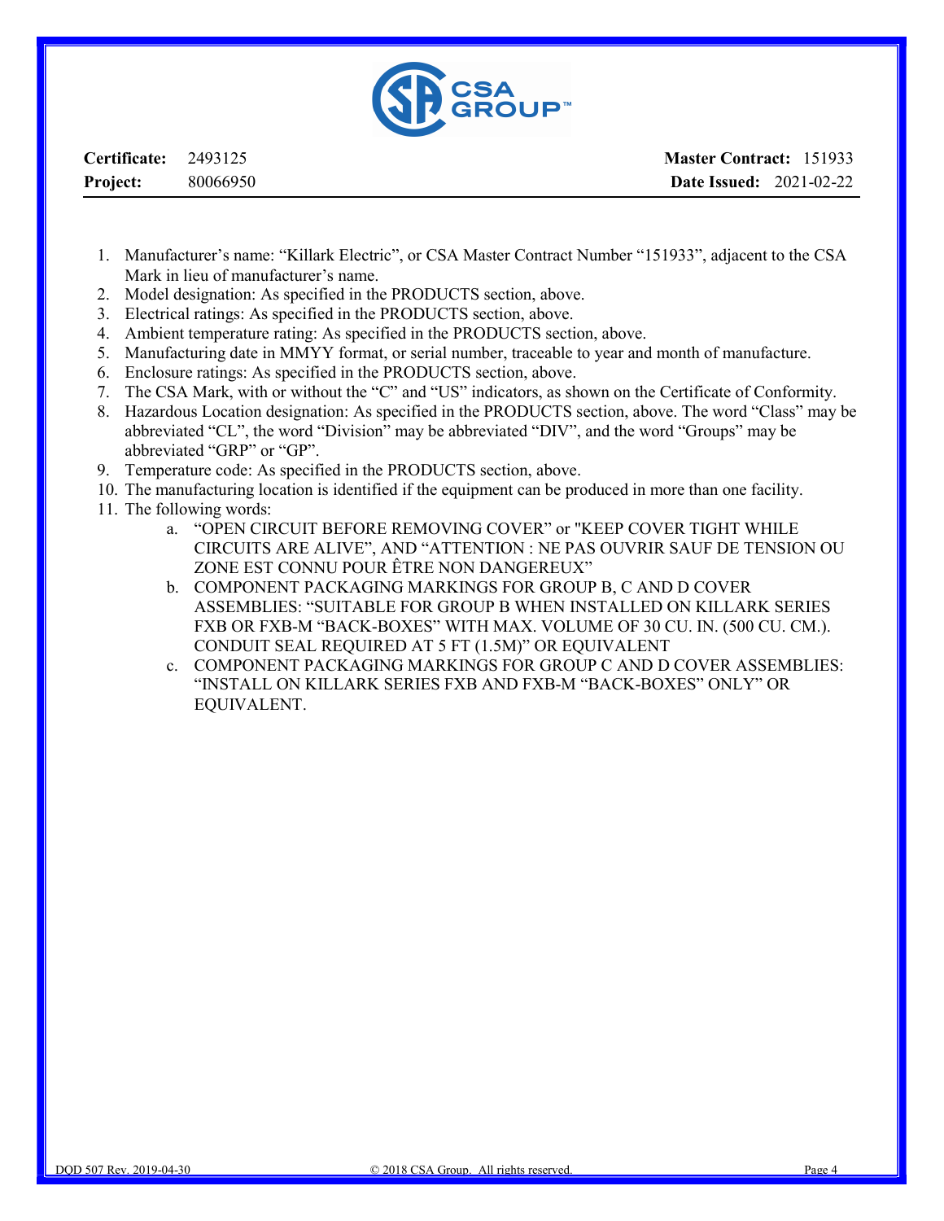**Certificate:** 2493125 **Master Contract:** 151933

**Project:** 80066950 **Date Issued:** 2021-02-22

1. Manufacturer's name: "Killark Electric", or CSA Master Contract Number "151933", adjacent to the CSA Mark in lieu of manufacturer's name.
2. Model designation: As specified in the PRODUCTS section, above.
3. Electrical ratings: As specified in the PRODUCTS section, above.
4. Ambient temperature rating: As specified in the PRODUCTS section, above.
5. Manufacturing date in MMYY format, or serial number, traceable to year and month of manufacture.
6. Enclosure ratings: As specified in the PRODUCTS section, above.
7. The CSA Mark, with or without the "C" and "US" indicators, as shown on the Certificate of Conformity.
8. Hazardous Location designation: As specified in the PRODUCTS section, above. The word "Class" may be abbreviated "CL", the word "Division" may be abbreviated "DIV", and the word "Groups" may be abbreviated "GRP" or "GP".
9. Temperature code: As specified in the PRODUCTS section, above.
10. The manufacturing location is identified if the equipment can be produced in more than one facility.
11. The following words:
    a. "OPEN CIRCUIT BEFORE REMOVING COVER" or "KEEP COVER TIGHT WHILE CIRCUITS ARE ALIVE", AND "ATTENTION : NE PAS OUVRIR SAUF DE TENSION OU ZONE EST CONNU POUR ÊTRE NON DANGEREUX"
    b. COMPONENT PACKAGING MARKINGS FOR GROUP B, C AND D COVER ASSEMBLIES: "SUITABLE FOR GROUP B WHEN INSTALLED ON KILLARK SERIES FXB OR FXB-M "BACK-BOXES" WITH MAX. VOLUME OF 30 CU. IN. (500 CU. CM.). CONDUIT SEAL REQUIRED AT 5 FT (1.5M)" OR EQUIVALENT
    c. COMPONENT PACKAGING MARKINGS FOR GROUP C AND D COVER ASSEMBLIES: "INSTALL ON KILLARK SERIES FXB AND FXB-M "BACK-BOXES" ONLY" OR EQUIVALENT.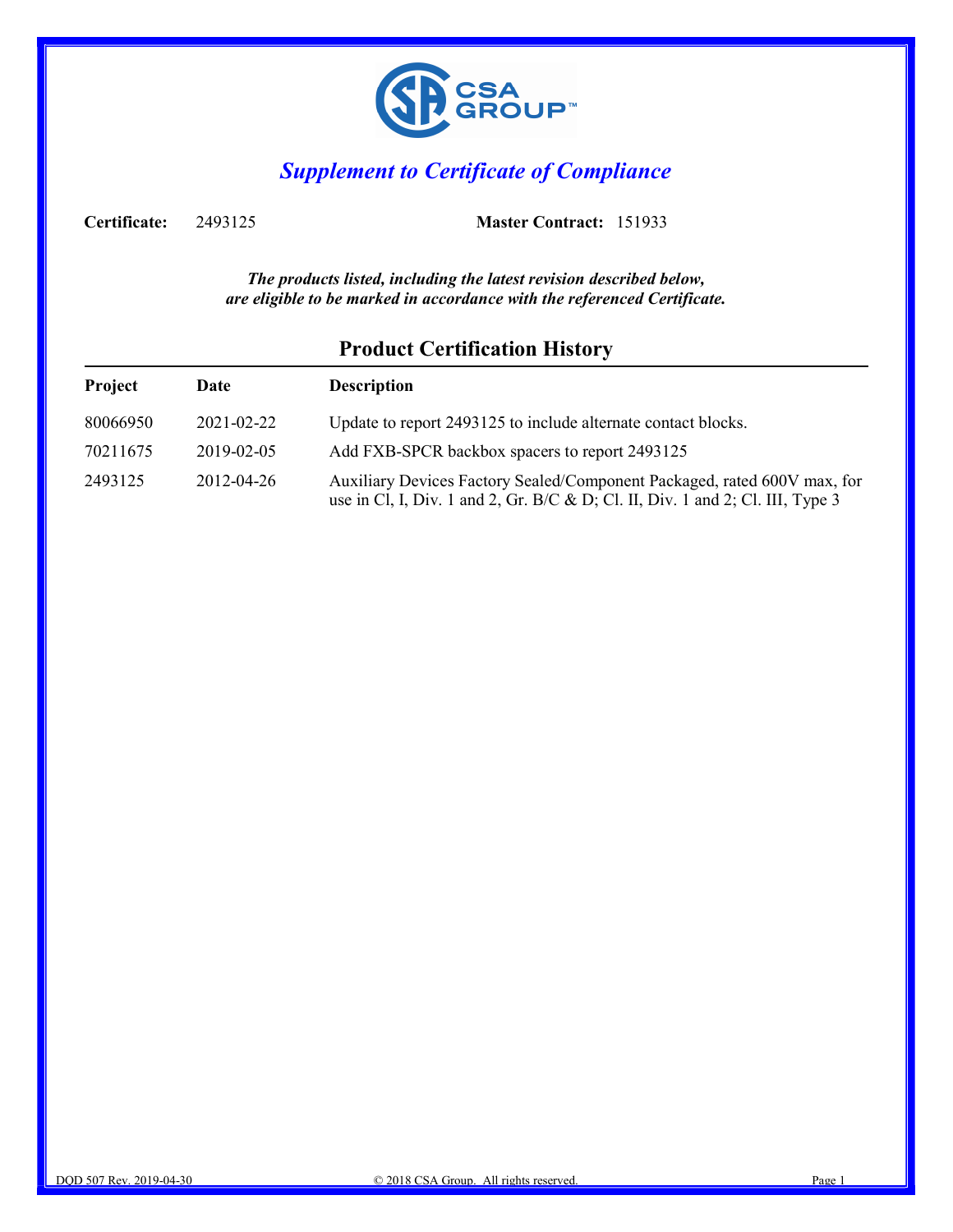# Supplement to Certificate of Compliance

**Certificate:** 2493125 **Master Contract:** 151933

***The products listed, including the latest revision described below, are eligible to be marked in accordance with the referenced Certificate.***

## Product Certification History

| Project | Date | Description |
|---|---|---|
| 80066950 | 2021-02-22 | Update to report 2493125 to include alternate contact blocks. |
| 70211675 | 2019-02-05 | Add FXB-SPCR backbox spacers to report 2493125 |
| 2493125 | 2012-04-26 | Auxiliary Devices Factory Sealed/Component Packaged, rated 600V max, for use in Cl, I, Div. 1 and 2, Gr. B/C & D; Cl. II, Div. 1 and 2; Cl. III, Type 3 |

DQD 507 Rev. 2019-04-30 © 2018 CSA Group. All rights reserved.